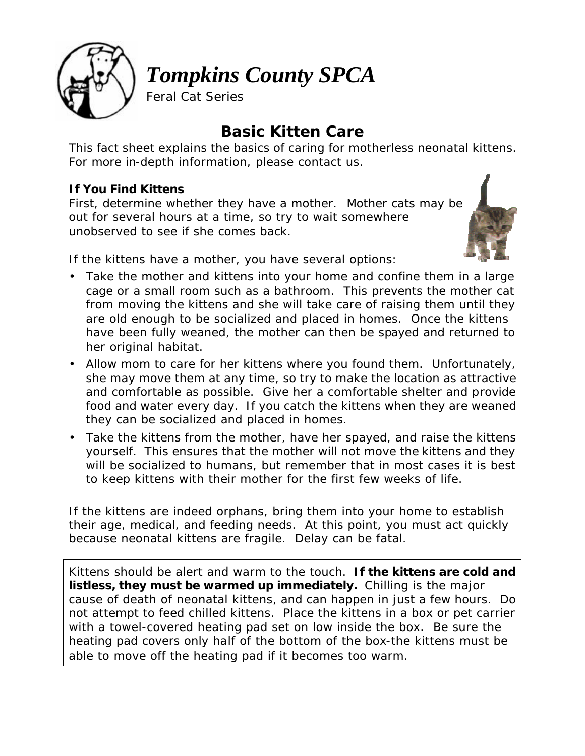# *Tompkins County SPCA*

Feral Cat Series

## Basic Kitten Care

This fact sheet explains the basics of caring for motherless neonatal kittens. For more in-depth information, please contact us.

**If You Find Kittens**

First, determine whether they have a mother. Mother cats may be out for several hours at a time, so try to wait somewhere unobserved to see if she comes back.

If the kittens have a mother, you have several options:

- Take the mother and kittens into your home and confine them in a large cage or a small room such as a bathroom. This prevents the mother cat from moving the kittens and she will take care of raising them until they are old enough to be socialized and placed in homes. Once the kittens have been fully weaned, the mother can then be spayed and returned to her original habitat.
- Allow mom to care for her kittens where you found them. Unfortunately, she may move them at any time, so try to make the location as attractive and comfortable as possible. Give her a comfortable shelter and provide food and water every day. If you catch the kittens when they are weaned they can be socialized and placed in homes.
- Take the kittens from the mother, have her spayed, and raise the kittens yourself. This ensures that the mother will not move the kittens and they will be socialized to humans, but remember that in most cases it is best to keep kittens with their mother for the first few weeks of life.

If the kittens are indeed orphans, bring them into your home to establish their age, medical, and feeding needs. At this point, you must act quickly because neonatal kittens are fragile. Delay can be fatal.

Kittens should be alert and warm to the touch. **If the kittens are cold and listless, they must be warmed up immediately.** Chilling is the major cause of death of neonatal kittens, and can happen in just a few hours. Do not attempt to feed chilled kittens. Place the kittens in a box or pet carrier with a towel-covered heating pad set on low inside the box. Be sure the heating pad covers only half of the bottom of the box-the kittens must be able to move off the heating pad if it becomes too warm.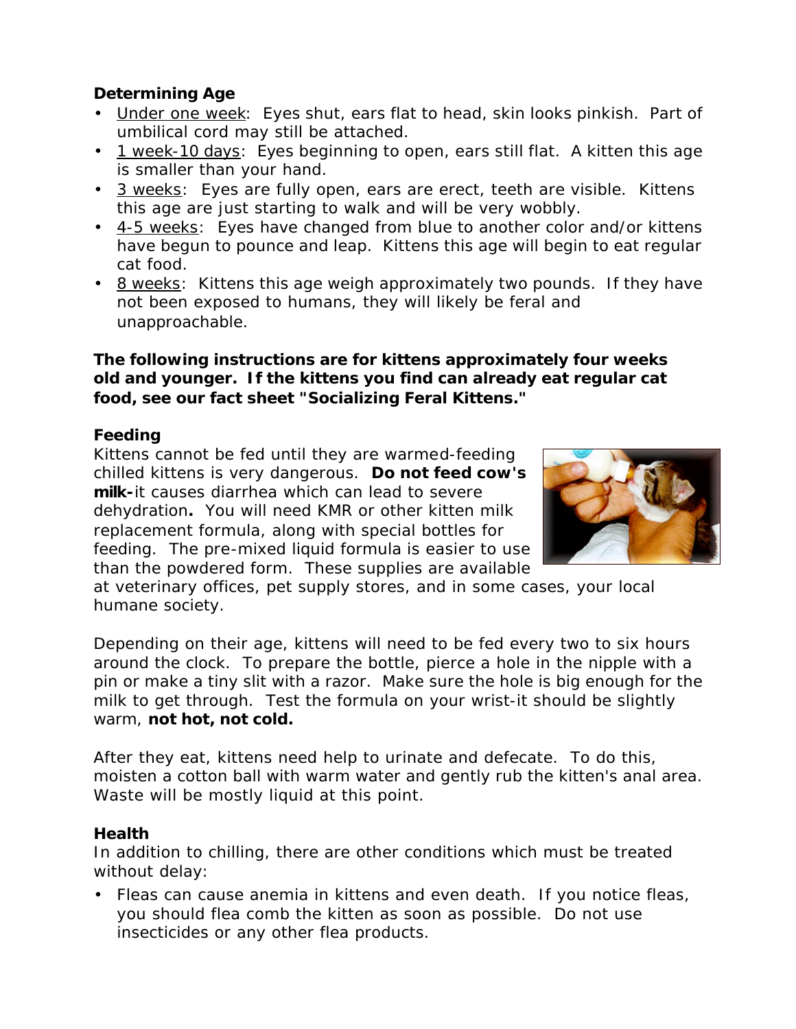**Determining Age**

- Under one week: Eyes shut, ears flat to head, skin looks pinkish. Part of umbilical cord may still be attached.
- 1 week-10 days: Eyes beginning to open, ears still flat. A kitten this age is smaller than your hand.
- 3 weeks: Eyes are fully open, ears are erect, teeth are visible. Kittens this age are just starting to walk and will be very wobbly.
- 4-5 weeks: Eyes have changed from blue to another color and/or kittens have begun to pounce and leap. Kittens this age will begin to eat regular cat food.
- 8 weeks: Kittens this age weigh approximately two pounds. If they have not been exposed to humans, they will likely be feral and unapproachable.

**The following instructions are for kittens approximately four weeks old and younger. If the kittens you find can already eat regular cat food, see our fact sheet "Socializing Feral Kittens."**

**Feeding**

Kittens cannot be fed until they are warmed-feeding chilled kittens is very dangerous. **Do not feed cow's milk-**it causes diarrhea which can lead to severe dehydration**.** You will need KMR or other kitten milk replacement formula, along with special bottles for feeding. The pre-mixed liquid formula is easier to use than the powdered form. These supplies are available at veterinary offices, pet supply stores, and in some cases, your local humane society.

Depending on their age, kittens will need to be fed every two to six hours around the clock. To prepare the bottle, pierce a hole in the nipple with a pin or make a tiny slit with a razor. Make sure the hole is big enough for the milk to get through. Test the formula on your wrist-it should be slightly warm, **not hot, not cold.**

After they eat, kittens need help to urinate and defecate. To do this, moisten a cotton ball with warm water and gently rub the kitten's anal area. Waste will be mostly liquid at this point.

**Health**

In addition to chilling, there are other conditions which must be treated without delay:

- Fleas can cause anemia in kittens and even death. If you notice fleas, you should flea comb the kitten as soon as possible. Do not use insecticides or any other flea products.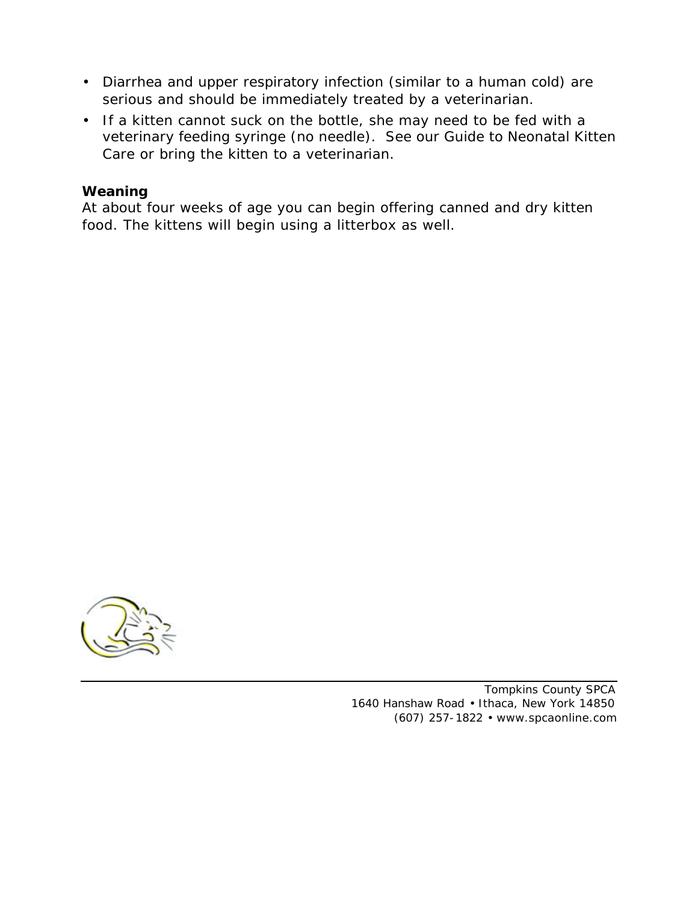- Diarrhea and upper respiratory infection (similar to a human cold) are serious and should be immediately treated by a veterinarian.
- If a kitten cannot suck on the bottle, she may need to be fed with a veterinary feeding syringe (no needle). See our Guide to Neonatal Kitten Care or bring the kitten to a veterinarian.

**Weaning**
At about four weeks of age you can begin offering canned and dry kitten food. The kittens will begin using a litterbox as well.

Tompkins County SPCA
1640 Hanshaw Road • Ithaca, New York 14850
(607) 257-1822 • www.spcaonline.com